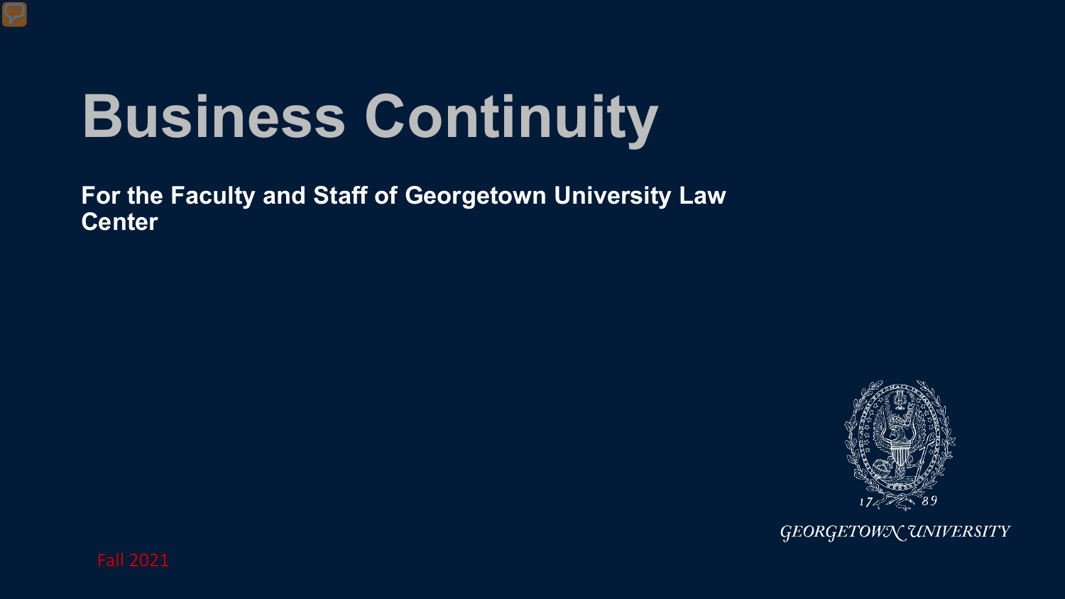# Business Continuity

**For the Faculty and Staff of Georgetown University Law Center**

GEORGETOWN UNIVERSITY

Fall 2021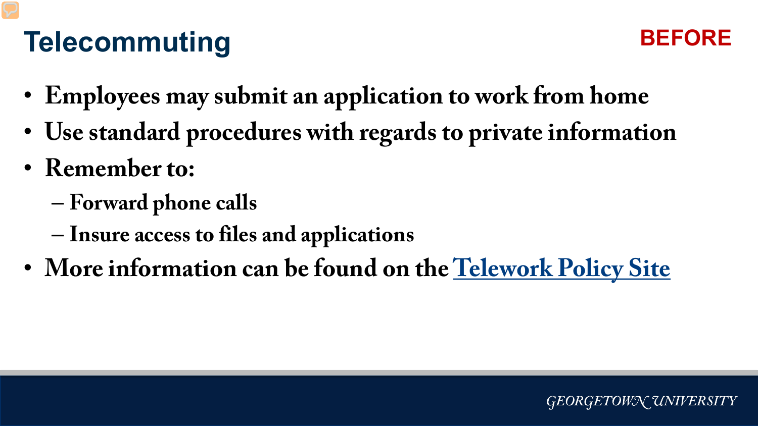# Telecommuting

**BEFORE**

- **Employees may submit an application to work from home**
- **Use standard procedures with regards to private information**
- **Remember to:**
  - **Forward phone calls**
  - **Insure access to files and applications**
- **More information can be found on the Telework Policy Site**

GEORGETOWN UNIVERSITY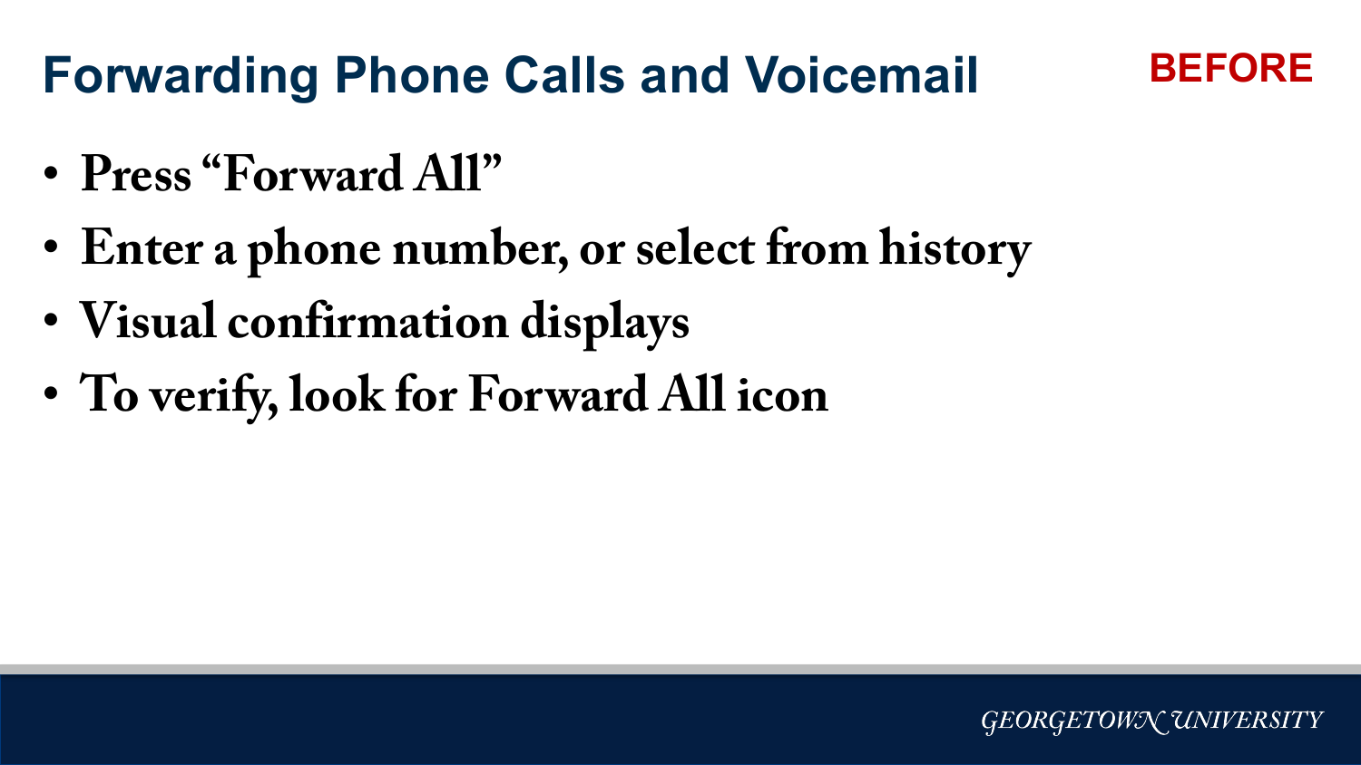# Forwarding Phone Calls and Voicemail

**BEFORE**

- **Press "Forward All"**
- **Enter a phone number, or select from history**
- **Visual confirmation displays**
- **To verify, look for Forward All icon**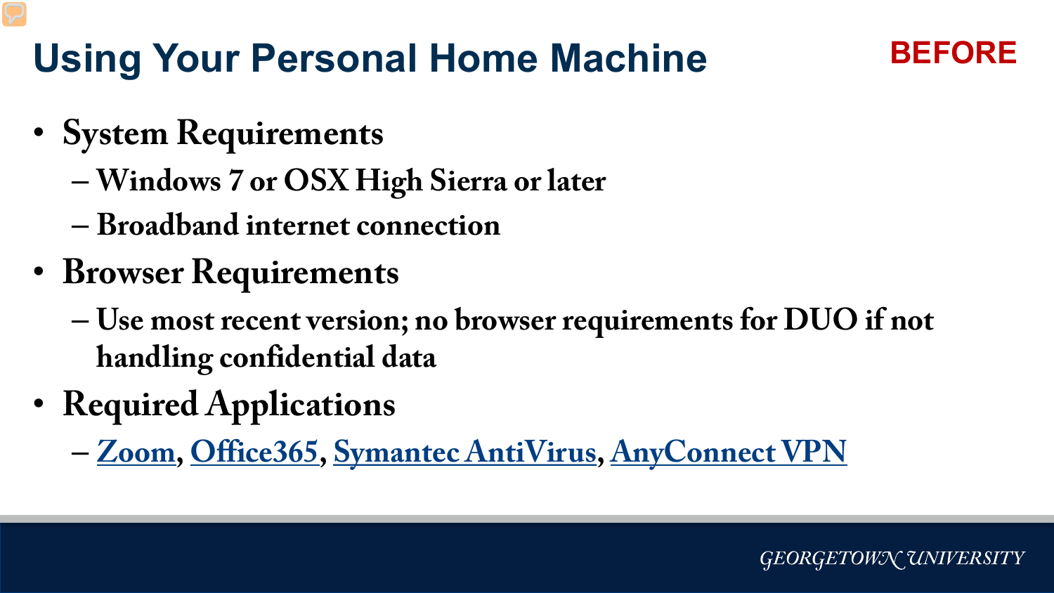# Using Your Personal Home Machine

**BEFORE**

- System Requirements
  - Windows 7 or OSX High Sierra or later
  - Broadband internet connection
- Browser Requirements
  - Use most recent version; no browser requirements for DUO if not handling confidential data
- Required Applications
  - Zoom, Office365, Symantec AntiVirus, AnyConnect VPN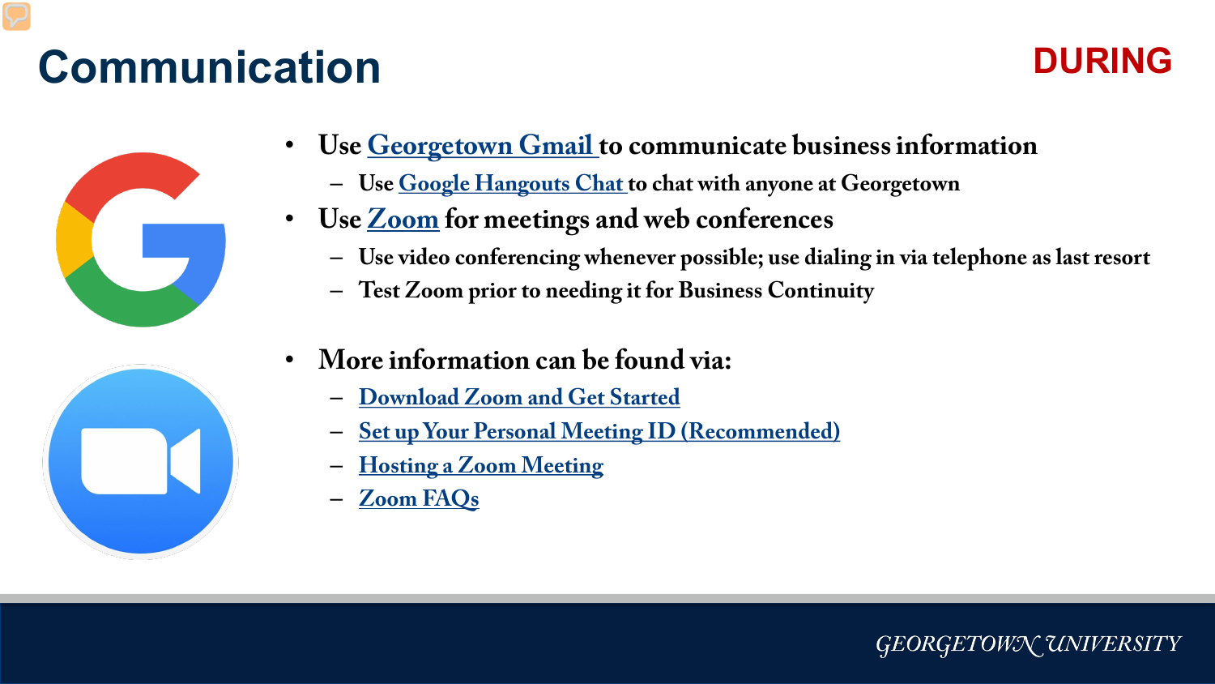# Communication

**DURING**

- Use Georgetown Gmail to communicate business information
  - Use Google Hangouts Chat to chat with anyone at Georgetown
- Use Zoom for meetings and web conferences
  - Use video conferencing whenever possible; use dialing in via telephone as last resort
  - Test Zoom prior to needing it for Business Continuity

- More information can be found via:
  - Download Zoom and Get Started
  - Set up Your Personal Meeting ID (Recommended)
  - Hosting a Zoom Meeting
  - Zoom FAQs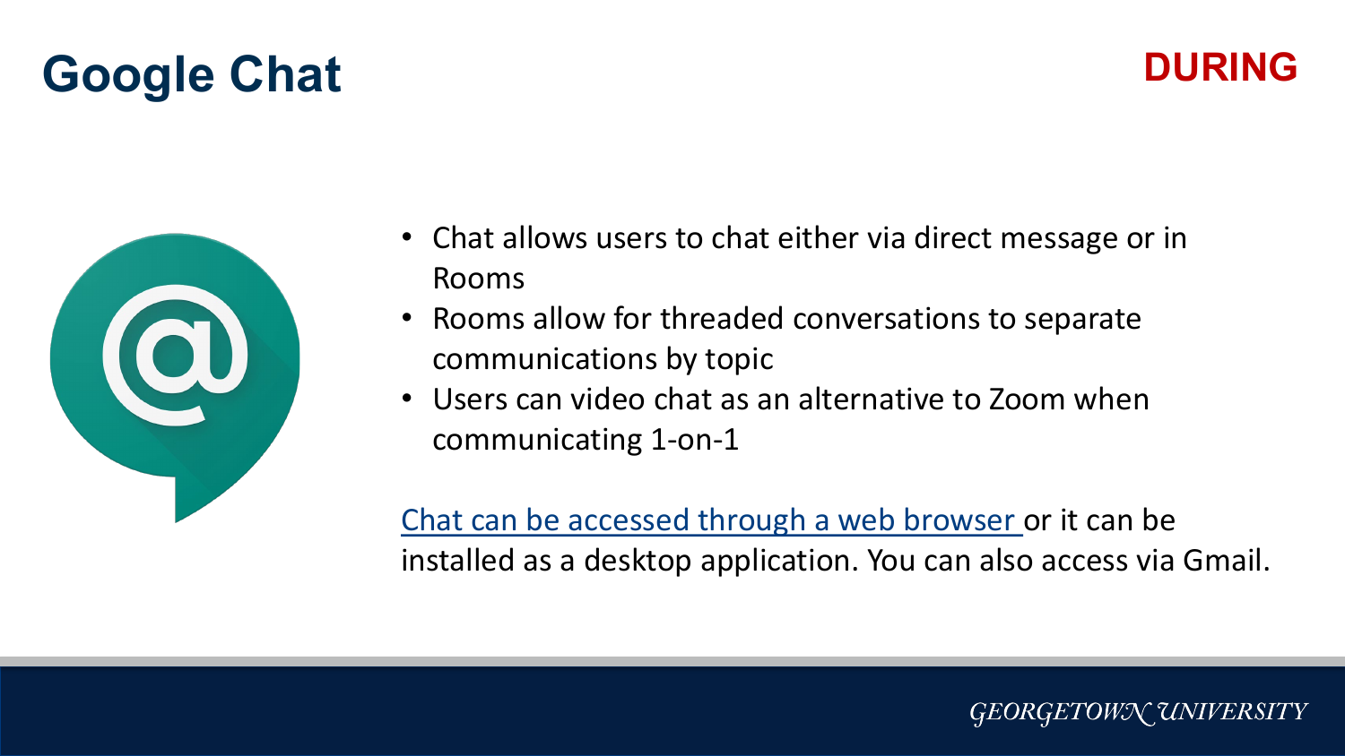# Google Chat

**DURING**

- Chat allows users to chat either via direct message or in Rooms
- Rooms allow for threaded conversations to separate communications by topic
- Users can video chat as an alternative to Zoom when communicating 1-on-1

Chat can be accessed through a web browser or it can be installed as a desktop application. You can also access via Gmail.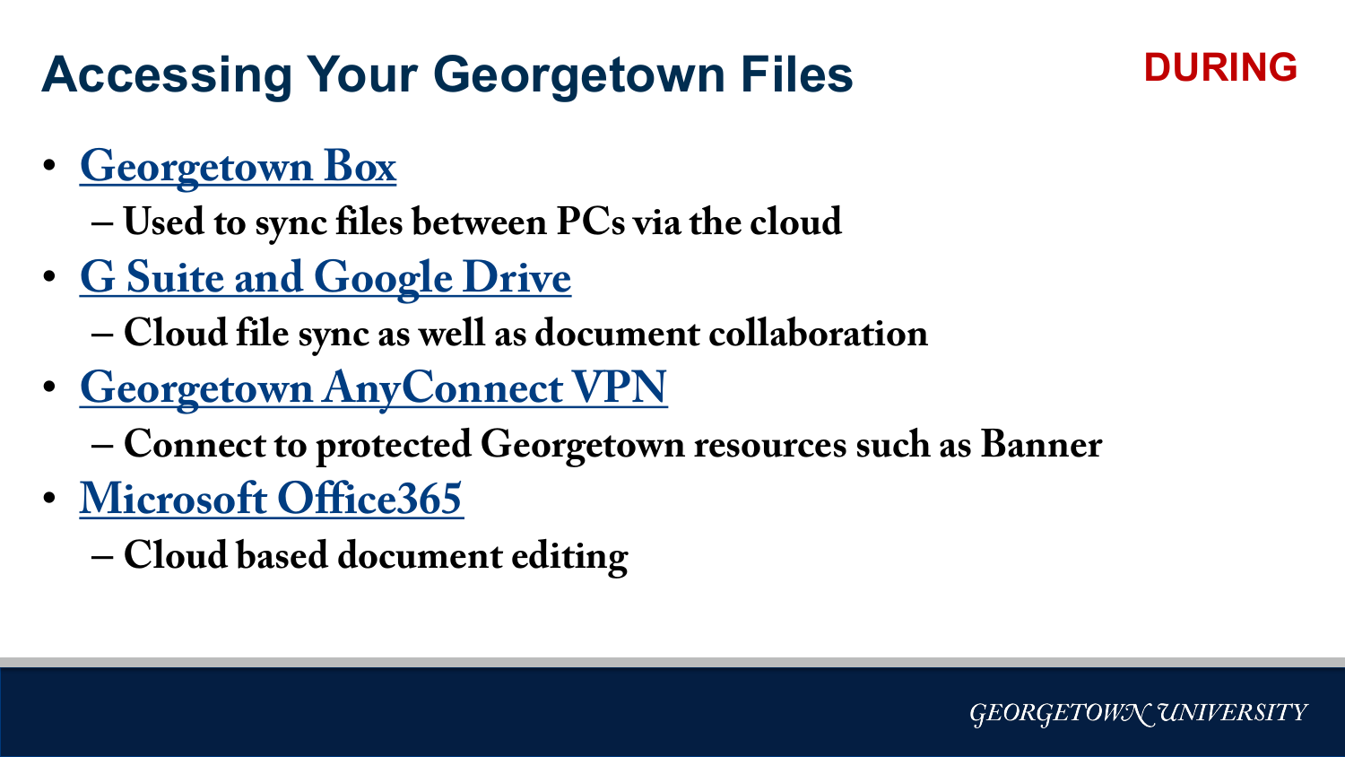# Accessing Your Georgetown Files

**DURING**

- Georgetown Box
  - Used to sync files between PCs via the cloud
- G Suite and Google Drive
  - Cloud file sync as well as document collaboration
- Georgetown AnyConnect VPN
  - Connect to protected Georgetown resources such as Banner
- Microsoft Office365
  - Cloud based document editing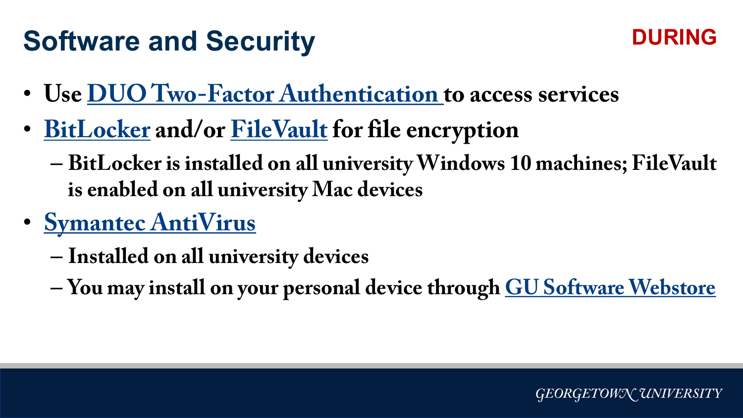# Software and Security

**DURING**

- **Use DUO Two-Factor Authentication to access services**
- **BitLocker and/or FileVault for file encryption**
  - **BitLocker is installed on all university Windows 10 machines; FileVault is enabled on all university Mac devices**
- **Symantec AntiVirus**
  - **Installed on all university devices**
  - **You may install on your personal device through GU Software Webstore**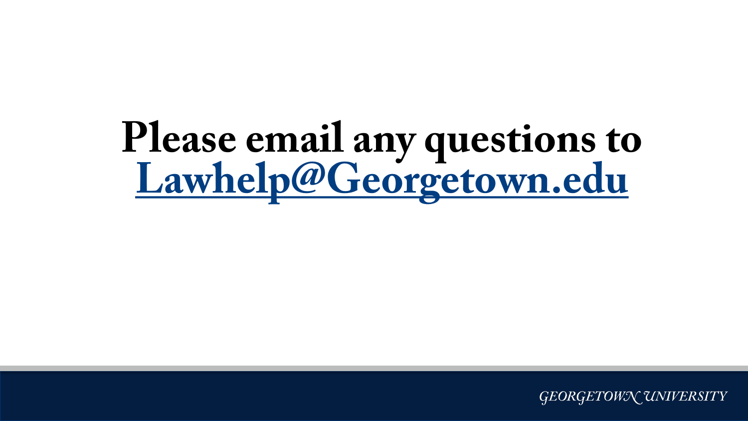# Please email any questions to [Lawhelp@Georgetown.edu](mailto:Lawhelp@Georgetown.edu)